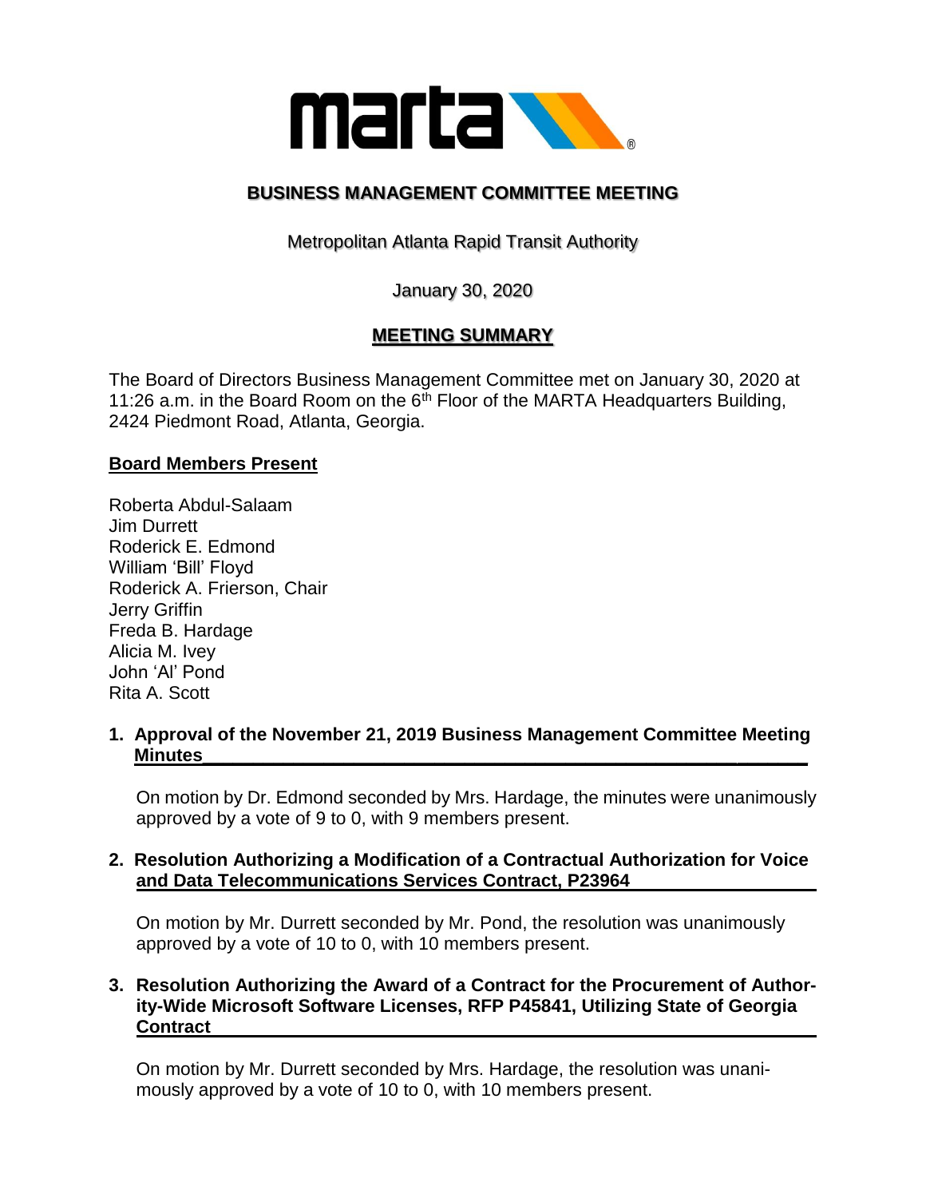# BUSINESS MANAGEMENT COMMITTEE MEETING

Metropolitan Atlanta Rapid Transit Authority

January 30, 2020

## MEETING SUMMARY

The Board of Directors Business Management Committee met on January 30, 2020 at 11:26 a.m. in the Board Room on the 6th Floor of the MARTA Headquarters Building, 2424 Piedmont Road, Atlanta, Georgia.

**Board Members Present**

Roberta Abdul-Salaam
Jim Durrett
Roderick E. Edmond
William 'Bill' Floyd
Roderick A. Frierson, Chair
Jerry Griffin
Freda B. Hardage
Alicia M. Ivey
John 'Al' Pond
Rita A. Scott

**1. Approval of the November 21, 2019 Business Management Committee Meeting Minutes**

On motion by Dr. Edmond seconded by Mrs. Hardage, the minutes were unanimously approved by a vote of 9 to 0, with 9 members present.

**2. Resolution Authorizing a Modification of a Contractual Authorization for Voice and Data Telecommunications Services Contract, P23964**

On motion by Mr. Durrett seconded by Mr. Pond, the resolution was unanimously approved by a vote of 10 to 0, with 10 members present.

**3. Resolution Authorizing the Award of a Contract for the Procurement of Authority-Wide Microsoft Software Licenses, RFP P45841, Utilizing State of Georgia Contract**

On motion by Mr. Durrett seconded by Mrs. Hardage, the resolution was unanimously approved by a vote of 10 to 0, with 10 members present.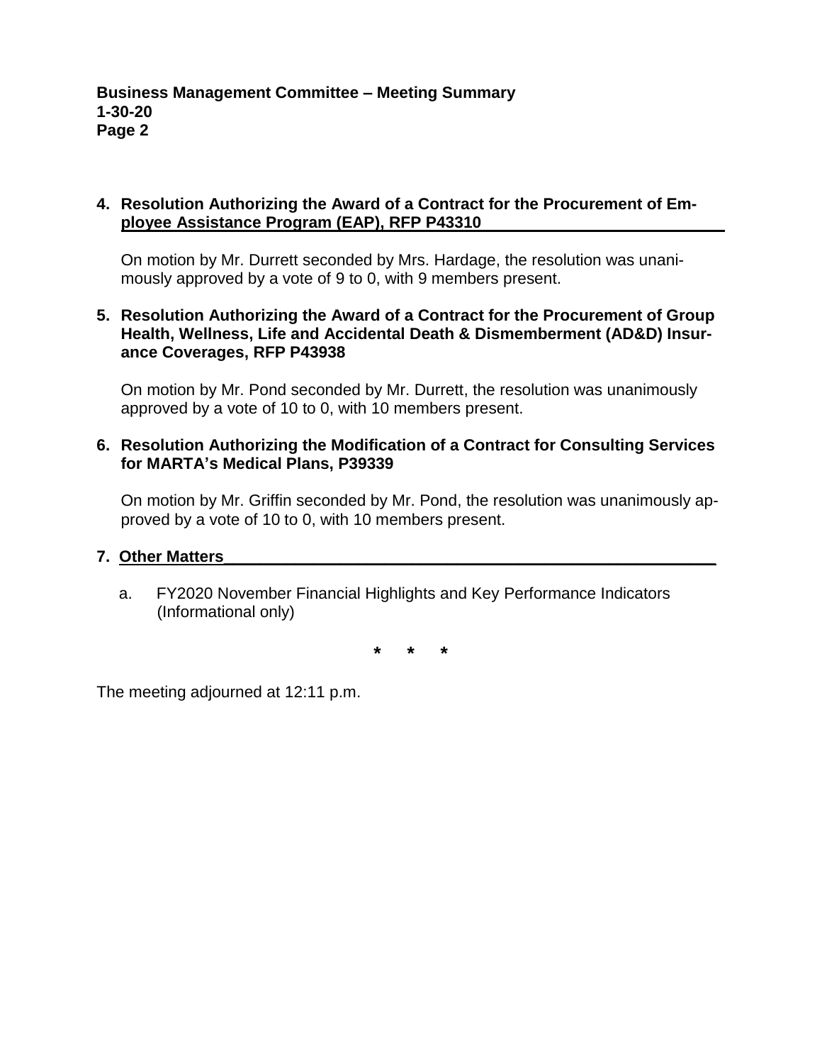**4. Resolution Authorizing the Award of a Contract for the Procurement of Employee Assistance Program (EAP), RFP P43310**

On motion by Mr. Durrett seconded by Mrs. Hardage, the resolution was unanimously approved by a vote of 9 to 0, with 9 members present.

**5. Resolution Authorizing the Award of a Contract for the Procurement of Group Health, Wellness, Life and Accidental Death & Dismemberment (AD&D) Insurance Coverages, RFP P43938**

On motion by Mr. Pond seconded by Mr. Durrett, the resolution was unanimously approved by a vote of 10 to 0, with 10 members present.

**6. Resolution Authorizing the Modification of a Contract for Consulting Services for MARTA's Medical Plans, P39339**

On motion by Mr. Griffin seconded by Mr. Pond, the resolution was unanimously approved by a vote of 10 to 0, with 10 members present.

**7. Other Matters**

a. FY2020 November Financial Highlights and Key Performance Indicators (Informational only)

\* \* \*

The meeting adjourned at 12:11 p.m.